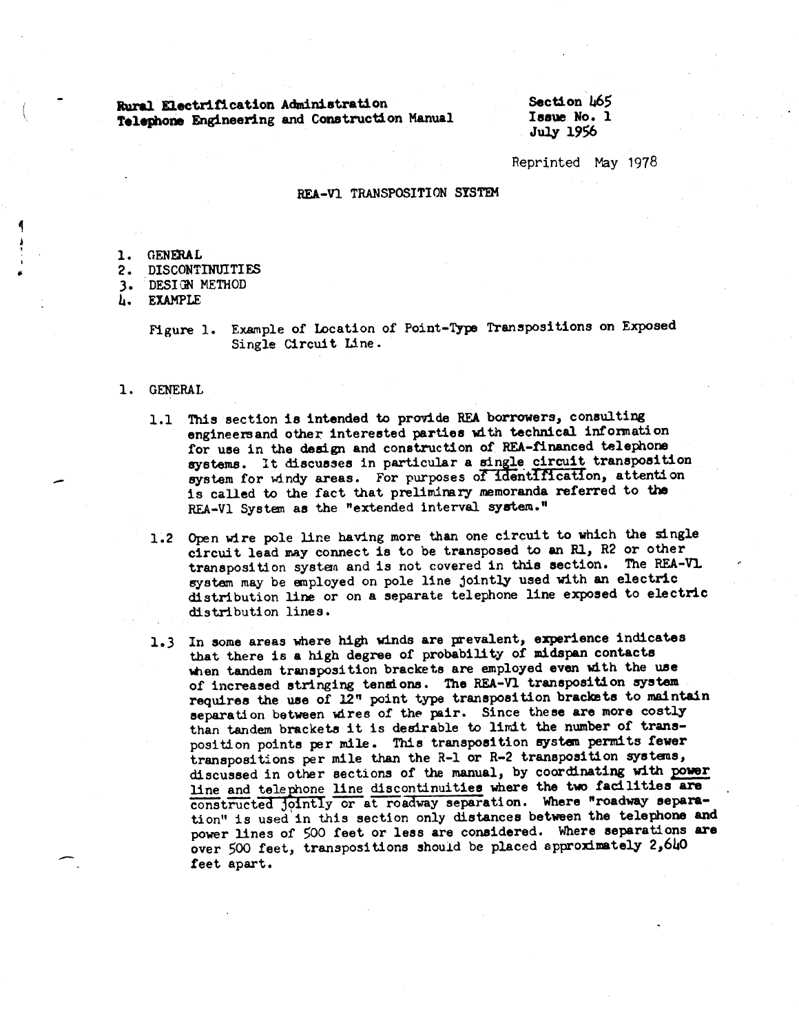Rural Electrification Administration
Telephone Engineering and Construction Manual

Section 465
Issue No. 1
July 1956

Reprinted May 1978

# REA-V1 TRANSPOSITION SYSTEM

1. GENERAL
2. DISCONTINUITIES
3. DESIGN METHOD
4. EXAMPLE

Figure 1. Example of Location of Point-Type Transpositions on Exposed Single Circuit Line.

## 1. GENERAL

1.1 This section is intended to provide REA borrowers, consulting engineersand other interested parties with technical information for use in the design and construction of REA-financed telephone systems. It discusses in particular a single circuit transposition system for windy areas. For purposes of identification, attention is called to the fact that preliminary memoranda referred to the REA-V1 System as the "extended interval system."

1.2 Open wire pole line having more than one circuit to which the single circuit lead may connect is to be transposed to an R1, R2 or other transposition system and is not covered in this section. The REA-V1 system may be employed on pole line jointly used with an electric distribution line or on a separate telephone line exposed to electric distribution lines.

1.3 In some areas where high winds are prevalent, experience indicates that there is a high degree of probability of midspan contacts when tandem transposition brackets are employed even with the use of increased stringing tensions. The REA-V1 transposition system requires the use of 12" point type transposition brackets to maintain separation between wires of the pair. Since these are more costly than tandem brackets it is desirable to limit the number of transposition points per mile. This transposition system permits fewer transpositions per mile than the R-1 or R-2 transposition systems, discussed in other sections of the manual, by coordinating with power line and telephone line discontinuities where the two facilities are constructed jointly or at roadway separation. Where "roadway separation" is used in this section only distances between the telephone and power lines of 500 feet or less are considered. Where separations are over 500 feet, transpositions should be placed approximately 2,640 feet apart.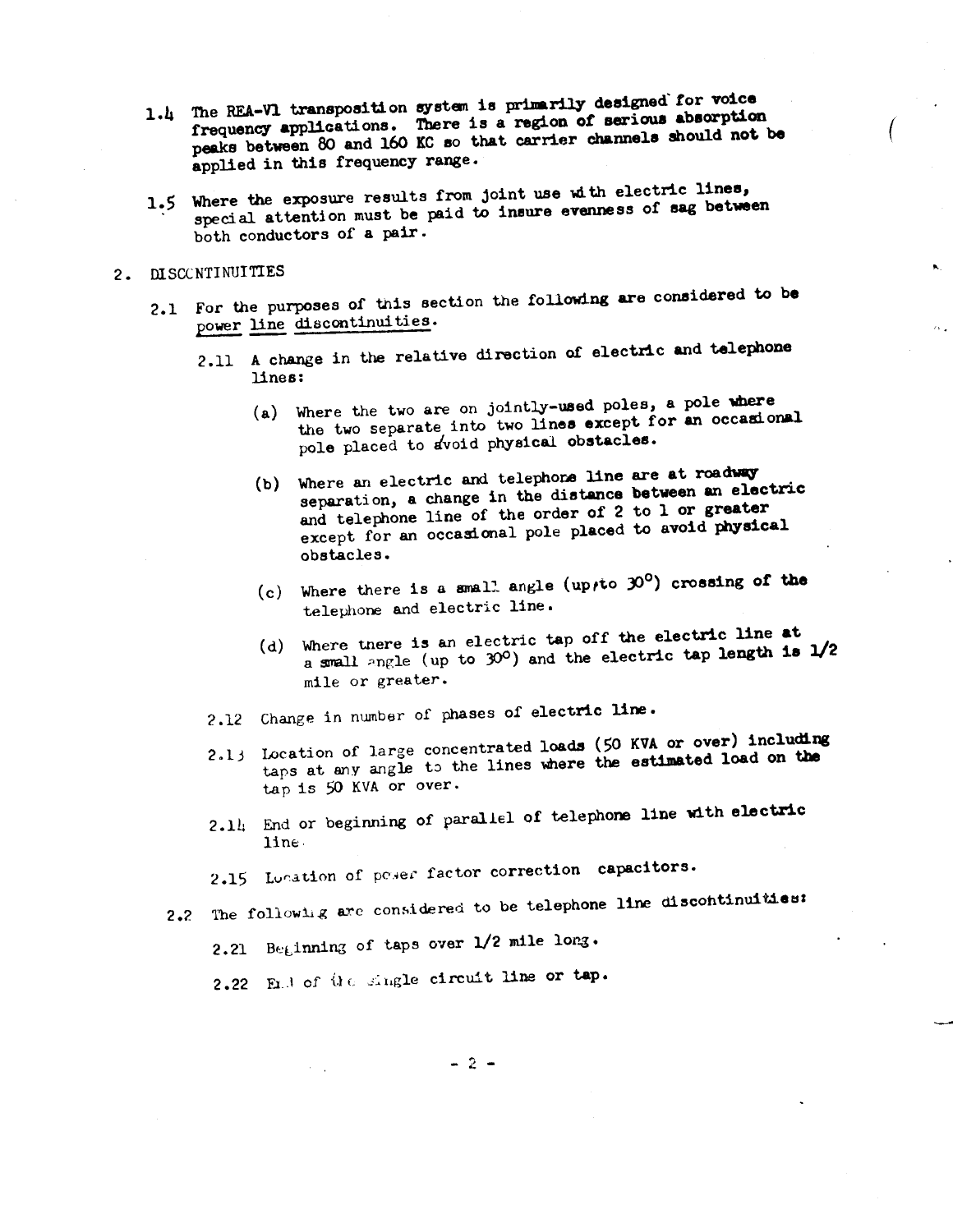1.4 The REA-V1 transposition system is primarily designed for voice frequency applications. There is a region of serious absorption peaks between 80 and 160 KC so that carrier channels should not be applied in this frequency range.

1.5 Where the exposure results from joint use with electric lines, special attention must be paid to insure evenness of sag between both conductors of a pair.

## 2. DISCONTINUITIES

2.1 For the purposes of this section the following are considered to be <u>power line discontinuities</u>.

2.11 A change in the relative direction of electric and telephone lines:

(a) Where the two are on jointly-used poles, a pole where the two separate into two lines except for an occasional pole placed to avoid physical obstacles.

(b) Where an electric and telephone line are at roadway separation, a change in the distance between an electric and telephone line of the order of 2 to 1 or greater except for an occasional pole placed to avoid physical obstacles.

(c) Where there is a small angle (up to 30°) crossing of the telephone and electric line.

(d) Where there is an electric tap off the electric line at a small angle (up to 30°) and the electric tap length is 1/2 mile or greater.

2.12 Change in number of phases of electric line.

2.13 Location of large concentrated loads (50 KVA or over) including taps at any angle to the lines where the estimated load on the tap is 50 KVA or over.

2.14 End or beginning of parallel of telephone line with electric line.

2.15 Location of power factor correction capacitors.

2.2 The following are considered to be telephone line discontinuities:

2.21 Beginning of taps over 1/2 mile long.

2.22 End of the single circuit line or tap.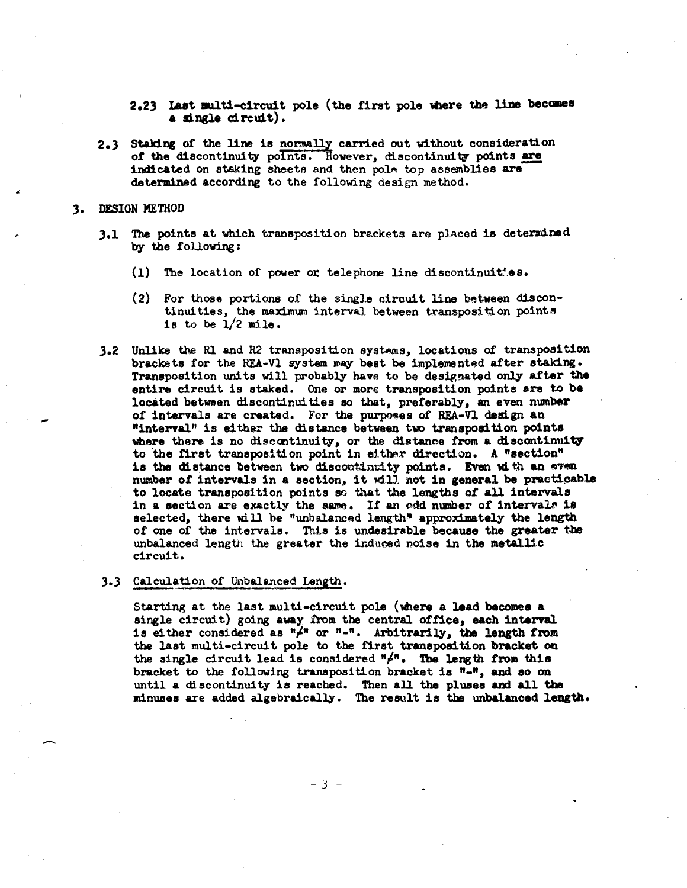2.23 **Last multi-circuit pole (the first pole where the line becomes a single circuit).**

2.3 **Staking of the line is normally carried out without consideration of the discontinuity points. However, discontinuity points are indicated on staking sheets and then pole top assemblies are determined according to the following design method.**

## 3. DESIGN METHOD

3.1 **The points at which transposition brackets are placed is determined by the following:**

(1) The location of power or telephone line discontinuities.

(2) For those portions of the single circuit line between discontinuities, the maximum interval between transposition points is to be 1/2 mile.

3.2 Unlike the R1 and R2 transposition systems, locations of transposition brackets for the REA-V1 system may best be implemented after staking. Transposition units will probably have to be designated only after the entire circuit is staked. One or more transposition points are to be located between discontinuities so that, preferably, an even number of intervals are created. For the purposes of REA-V1 design an "interval" is either the distance between two transposition points where there is no discontinuity, or the distance from a discontinuity to the first transposition point in either direction. A "section" is the distance between two discontinuity points. Even with an even number of intervals in a section, it will not in general be practicable to locate transposition points so that the lengths of all intervals in a section are exactly the same. If an odd number of intervals is selected, there will be "unbalanced length" approximately the length of one of the intervals. This is undesirable because the greater the unbalanced length the greater the induced noise in the metallic circuit.

3.3 Calculation of Unbalanced Length.

Starting at the last multi-circuit pole (where a lead becomes a single circuit) going away from the central office, each interval is either considered as "+" or "-". Arbitrarily, the length from the last multi-circuit pole to the first transposition bracket on the single circuit lead is considered "+". The length from this bracket to the following transposition bracket is "-", and so on until a discontinuity is reached. Then all the pluses and all the minuses are added algebraically. The result is the unbalanced length.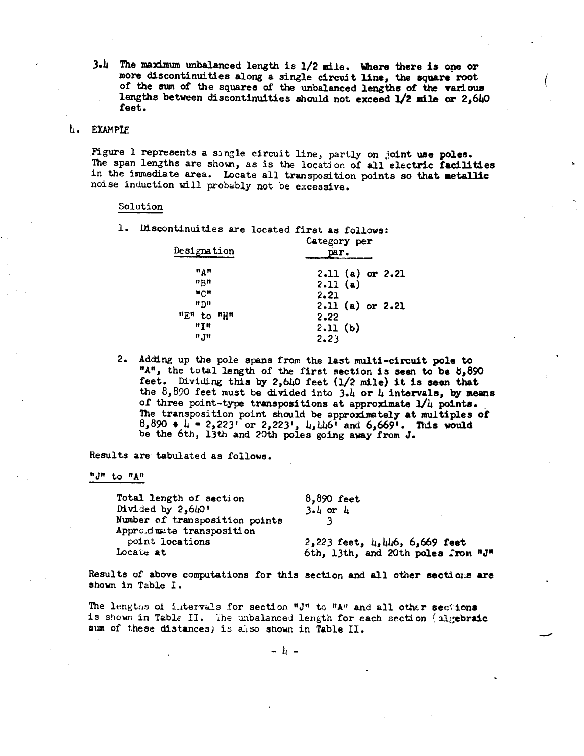3.4 The maximum unbalanced length is 1/2 mile. Where there is one or more discontinuities along a single circuit line, the square root of the sum of the squares of the unbalanced lengths of the various lengths between discontinuities should not exceed 1/2 mile or 2,640 feet.

## 4. EXAMPLE

Figure 1 represents a single circuit line, partly on joint use poles. The span lengths are shown, as is the location of all electric facilities in the immediate area. Locate all transposition points so that metallic noise induction will probably not be excessive.

Solution

1. Discontinuities are located first as follows:

| Designation | Category per par. |
|---|---|
| "A" | 2.11 (a) or 2.21 |
| "B" | 2.11 (a) |
| "C" | 2.21 |
| "D" | 2.11 (a) or 2.21 |
| "E" to "H" | 2.22 |
| "I" | 2.11 (b) |
| "J" | 2.23 |

2. Adding up the pole spans from the last multi-circuit pole to "A", the total length of the first section is seen to be 8,890 feet. Dividing this by 2,640 feet (1/2 mile) it is seen that the 8,890 feet must be divided into 3.4 or 4 intervals, by means of three point-type transpositions at approximate 1/4 points. The transposition point should be approximately at multiples of 8,890 ÷ 4 = 2,223' or 2,223', 4,446' and 6,669'. This would be the 6th, 13th and 20th poles going away from J.

Results are tabulated as follows.

"J" to "A"

| | |
|---|---|
| Total length of section | 8,890 feet |
| Divided by 2,640' | 3.4 or 4 |
| Number of transposition points | 3 |
| Approximate transposition point locations | 2,223 feet, 4,446, 6,669 feet |
| Locate at | 6th, 13th, and 20th poles from "J" |

Results of above computations for this section and all other sections are shown in Table I.

The lengths of intervals for section "J" to "A" and all other sections is shown in Table II. The unbalanced length for each section (algebraic sum of these distances) is also shown in Table II.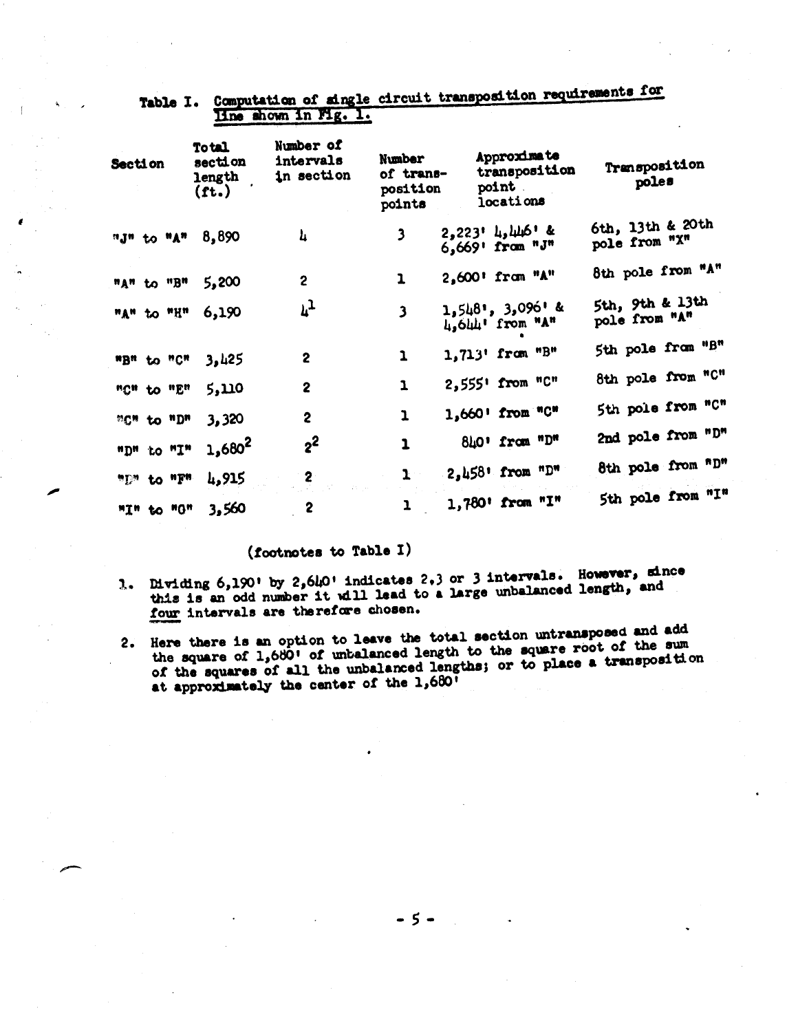Table I. Computation of single circuit transposition requirements for line shown in Fig. 1.

| Section | Total section length (ft.) | Number of intervals in section | Number of transposition points | Approximate transposition point locations | Transposition poles |
|---|---|---|---|---|---|
| "J" to "A" | 8,890 | 4 | 3 | 2,223' 4,446' & 6,669' from "J" | 6th, 13th & 20th pole from "X" |
| "A" to "B" | 5,200 | 2 | 1 | 2,600' from "A" | 8th pole from "A" |
| "A" to "H" | 6,190 | 4[1] | 3 | 1,548', 3,096' & 4,644' from "A" | 5th, 9th & 13th pole from "A" |
| "B" to "C" | 3,425 | 2 | 1 | 1,713' from "B" | 5th pole from "B" |
| "C" to "E" | 5,110 | 2 | 1 | 2,555' from "C" | 8th pole from "C" |
| "C" to "D" | 3,320 | 2 | 1 | 1,660' from "C" | 5th pole from "C" |
| "D" to "I" | 1,680[2] | 2[2] | 1 | 840' from "D" | 2nd pole from "D" |
| "D" to "F" | 4,915 | 2 | 1 | 2,458' from "D" | 8th pole from "D" |
| "I" to "O" | 3,560 | 2 | 1 | 1,780' from "I" | 5th pole from "I" |

(footnotes to Table I)

1. Dividing 6,190' by 2,640' indicates 2.3 or 3 intervals. However, since this is an odd number it will lead to a large unbalanced length, and <u>four</u> intervals are therefore chosen.

2. Here there is an option to leave the total section untransposed and add the square of 1,680' of unbalanced length to the square root of the sum of the squares of all the unbalanced lengths; or to place a transposition at approximately the center of the 1,680'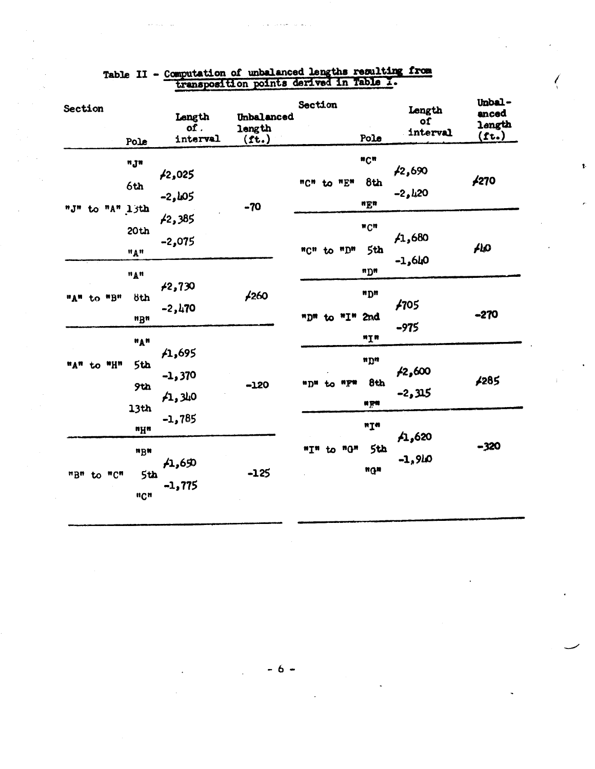Table II - Computation of unbalanced lengths resulting from transposition points derived in Table I.

| Section | Pole | Length of interval | Unbalanced length (ft.) |
|---|---|---|---|
| "J" to "A" | "J" | | -70 |
| | | ≠2,025 | |
| | 6th | | |
| | | -2,405 | |
| | 13th | | |
| | | ≠2,385 | |
| | 20th | | |
| | | -2,075 | |
| | "A" | | |
| "A" to "B" | "A" | | ≠260 |
| | | ≠2,730 | |
| | 8th | | |
| | | -2,470 | |
| | "B" | | |
| "A" to "H" | "A" | | -120 |
| | | ≠1,695 | |
| | 5th | | |
| | | -1,370 | |
| | 9th | | |
| | | ≠1,340 | |
| | 13th | | |
| | | -1,785 | |
| | "H" | | |
| "B" to "C" | "B" | | -125 |
| | | ≠1,650 | |
| | 5th | | |
| | | -1,775 | |
| | "C" | | |
| "C" to "E" | "C" | | ≠270 |
| | | ≠2,690 | |
| | 8th | | |
| | | -2,420 | |
| | "E" | | |
| "C" to "D" | "C" | | ≠40 |
| | | ≠1,680 | |
| | 5th | | |
| | | -1,640 | |
| | "D" | | |
| "D" to "I" | "D" | | -270 |
| | | ≠705 | |
| | 2nd | | |
| | | -975 | |
| | "I" | | |
| "D" to "F" | "D" | | ≠285 |
| | | ≠2,600 | |
| | 8th | | |
| | | -2,315 | |
| | "F" | | |
| "I" to "G" | "I" | | -320 |
| | | ≠1,620 | |
| | 5th | | |
| | | -1,940 | |
| | "G" | | |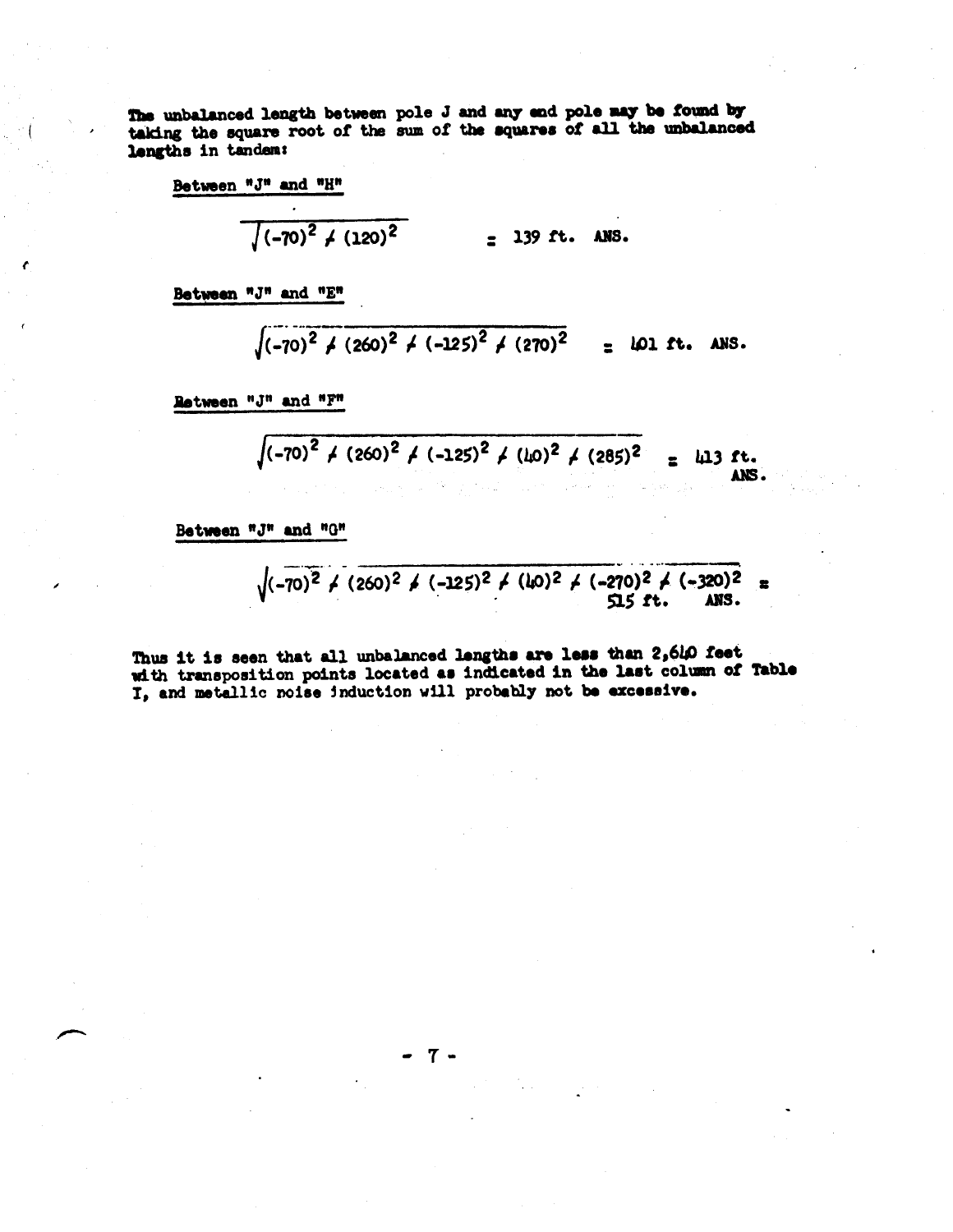The unbalanced length between pole J and any end pole may be found by taking the square root of the sum of the squares of all the unbalanced lengths in tandem:

Between "J" and "H"

$$\sqrt{(-70)^2 + (120)^2} = 139 \text{ ft. ANS.}$$

Between "J" and "E"

$$\sqrt{(-70)^2 + (260)^2 + (-125)^2 + (270)^2} = 401 \text{ ft. ANS.}$$

Between "J" and "F"

$$\sqrt{(-70)^2 + (260)^2 + (-125)^2 + (40)^2 + (285)^2} = 413 \text{ ft. ANS.}$$

Between "J" and "G"

$$\sqrt{(-70)^2 + (260)^2 + (-125)^2 + (40)^2 + (-270)^2 + (-320)^2} = 515 \text{ ft. ANS.}$$

Thus it is seen that all unbalanced lengths are less than 2,640 feet with transposition points located as indicated in the last column of Table I, and metallic noise induction will probably not be excessive.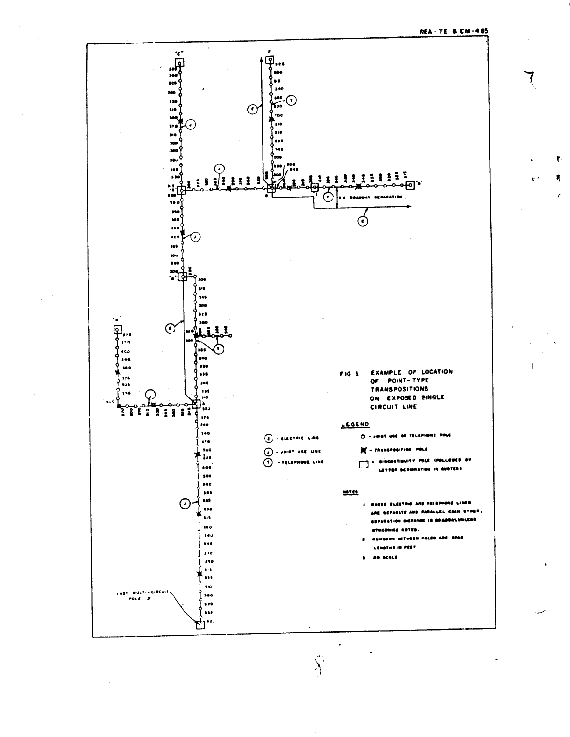FIG 1 EXAMPLE OF LOCATION OF POINT-TYPE TRANSPOSITIONS ON EXPOSED SINGLE CIRCUIT LINE

LEGEND

O - JOINT USE OR TELEPHONE POLE

- TRANSPOSITION POLE

- DISCONTINUITY POLE (FOLLOWED BY LETTER DESIGNATION IN QUOTES)

(E) - ELECTRIC LINE

(J) - JOINT USE LINE

(T) - TELEPHONE LINE

NOTES

1. WHERE ELECTRIC AND TELEPHONE LINES ARE SEPARATE AND PARALLEL EACH OTHER, SEPARATION DISTANCE IS ROADWAY, UNLESS OTHERWISE NOTED.
2. NUMBERS BETWEEN POLES ARE SPAN LENGTHS IN FEET
3. NO SCALE

LAST MULTI-CIRCUIT POLE "J"

ROADWAY SEPARATION